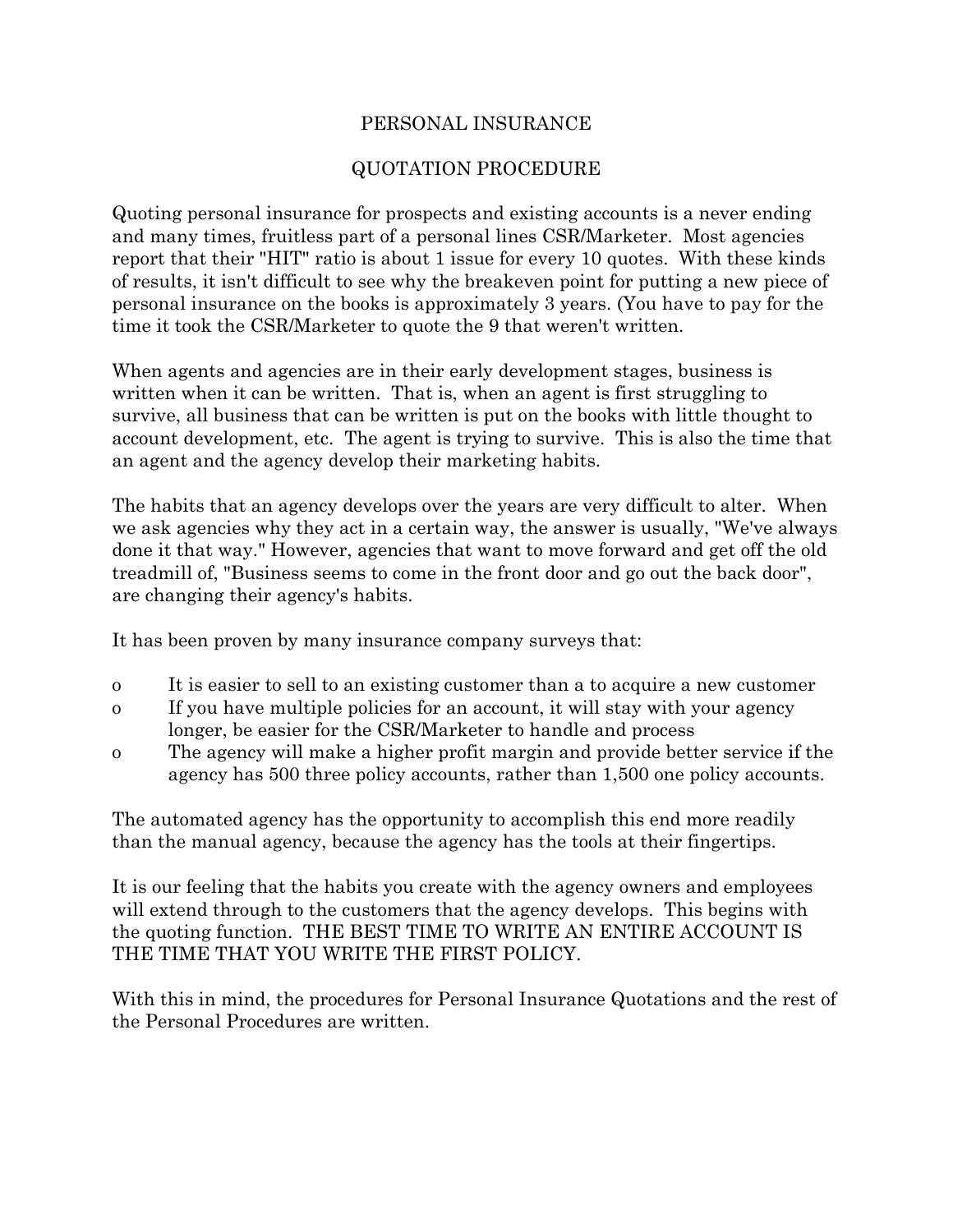# PERSONAL INSURANCE

## QUOTATION PROCEDURE

Quoting personal insurance for prospects and existing accounts is a never ending and many times, fruitless part of a personal lines CSR/Marketer. Most agencies report that their "HIT" ratio is about 1 issue for every 10 quotes. With these kinds of results, it isn't difficult to see why the breakeven point for putting a new piece of personal insurance on the books is approximately 3 years. (You have to pay for the time it took the CSR/Marketer to quote the 9 that weren't written.

When agents and agencies are in their early development stages, business is written when it can be written. That is, when an agent is first struggling to survive, all business that can be written is put on the books with little thought to account development, etc. The agent is trying to survive. This is also the time that an agent and the agency develop their marketing habits.

The habits that an agency develops over the years are very difficult to alter. When we ask agencies why they act in a certain way, the answer is usually, "We've always done it that way." However, agencies that want to move forward and get off the old treadmill of, "Business seems to come in the front door and go out the back door", are changing their agency's habits.

It has been proven by many insurance company surveys that:

- It is easier to sell to an existing customer than a to acquire a new customer
- If you have multiple policies for an account, it will stay with your agency longer, be easier for the CSR/Marketer to handle and process
- The agency will make a higher profit margin and provide better service if the agency has 500 three policy accounts, rather than 1,500 one policy accounts.

The automated agency has the opportunity to accomplish this end more readily than the manual agency, because the agency has the tools at their fingertips.

It is our feeling that the habits you create with the agency owners and employees will extend through to the customers that the agency develops. This begins with the quoting function. THE BEST TIME TO WRITE AN ENTIRE ACCOUNT IS THE TIME THAT YOU WRITE THE FIRST POLICY.

With this in mind, the procedures for Personal Insurance Quotations and the rest of the Personal Procedures are written.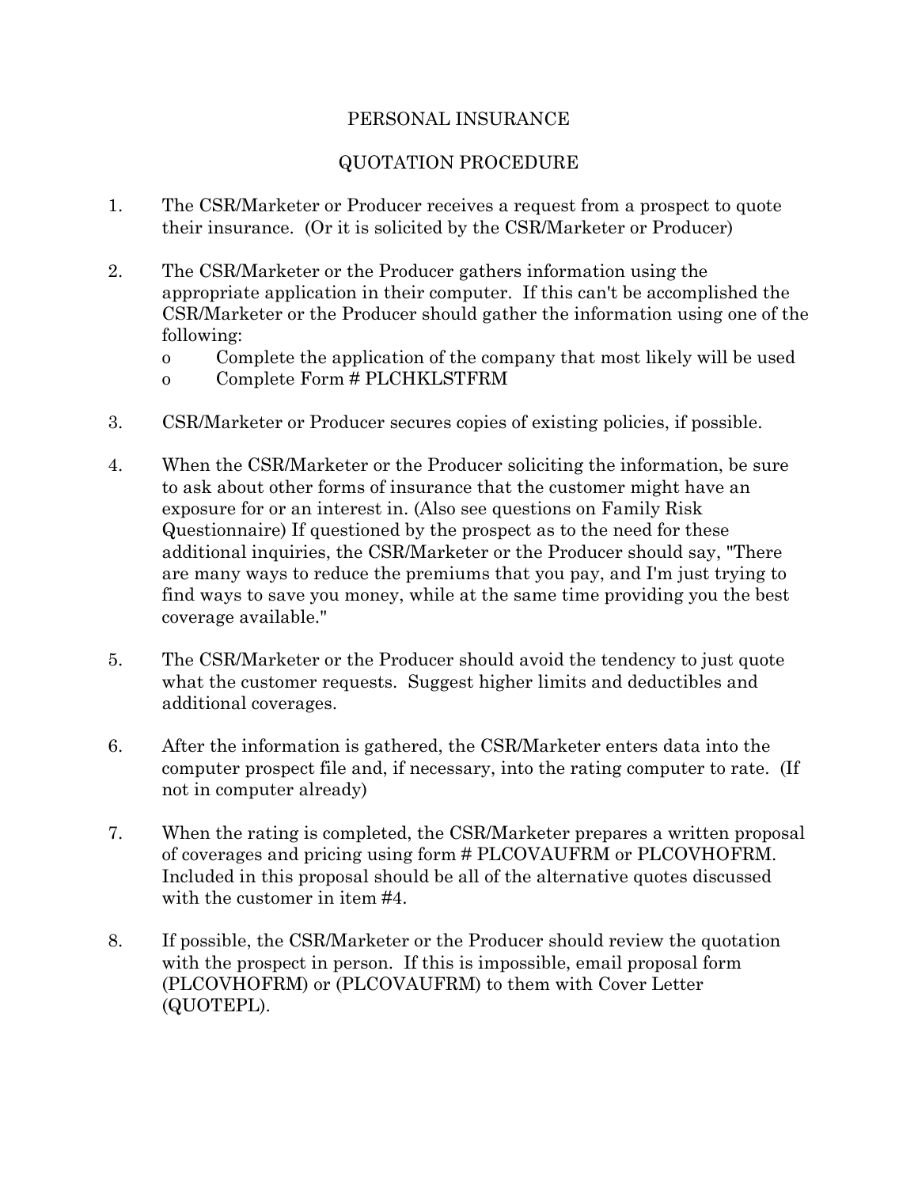# PERSONAL INSURANCE

## QUOTATION PROCEDURE

1. The CSR/Marketer or Producer receives a request from a prospect to quote their insurance. (Or it is solicited by the CSR/Marketer or Producer)

2. The CSR/Marketer or the Producer gathers information using the appropriate application in their computer. If this can't be accomplished the CSR/Marketer or the Producer should gather the information using one of the following:
   - Complete the application of the company that most likely will be used
   - Complete Form # PLCHKLSTFRM

3. CSR/Marketer or Producer secures copies of existing policies, if possible.

4. When the CSR/Marketer or the Producer soliciting the information, be sure to ask about other forms of insurance that the customer might have an exposure for or an interest in. (Also see questions on Family Risk Questionnaire) If questioned by the prospect as to the need for these additional inquiries, the CSR/Marketer or the Producer should say, "There are many ways to reduce the premiums that you pay, and I'm just trying to find ways to save you money, while at the same time providing you the best coverage available."

5. The CSR/Marketer or the Producer should avoid the tendency to just quote what the customer requests. Suggest higher limits and deductibles and additional coverages.

6. After the information is gathered, the CSR/Marketer enters data into the computer prospect file and, if necessary, into the rating computer to rate. (If not in computer already)

7. When the rating is completed, the CSR/Marketer prepares a written proposal of coverages and pricing using form # PLCOVAUFRM or PLCOVHOFRM. Included in this proposal should be all of the alternative quotes discussed with the customer in item #4.

8. If possible, the CSR/Marketer or the Producer should review the quotation with the prospect in person. If this is impossible, email proposal form (PLCOVHOFRM) or (PLCOVAUFRM) to them with Cover Letter (QUOTEPL).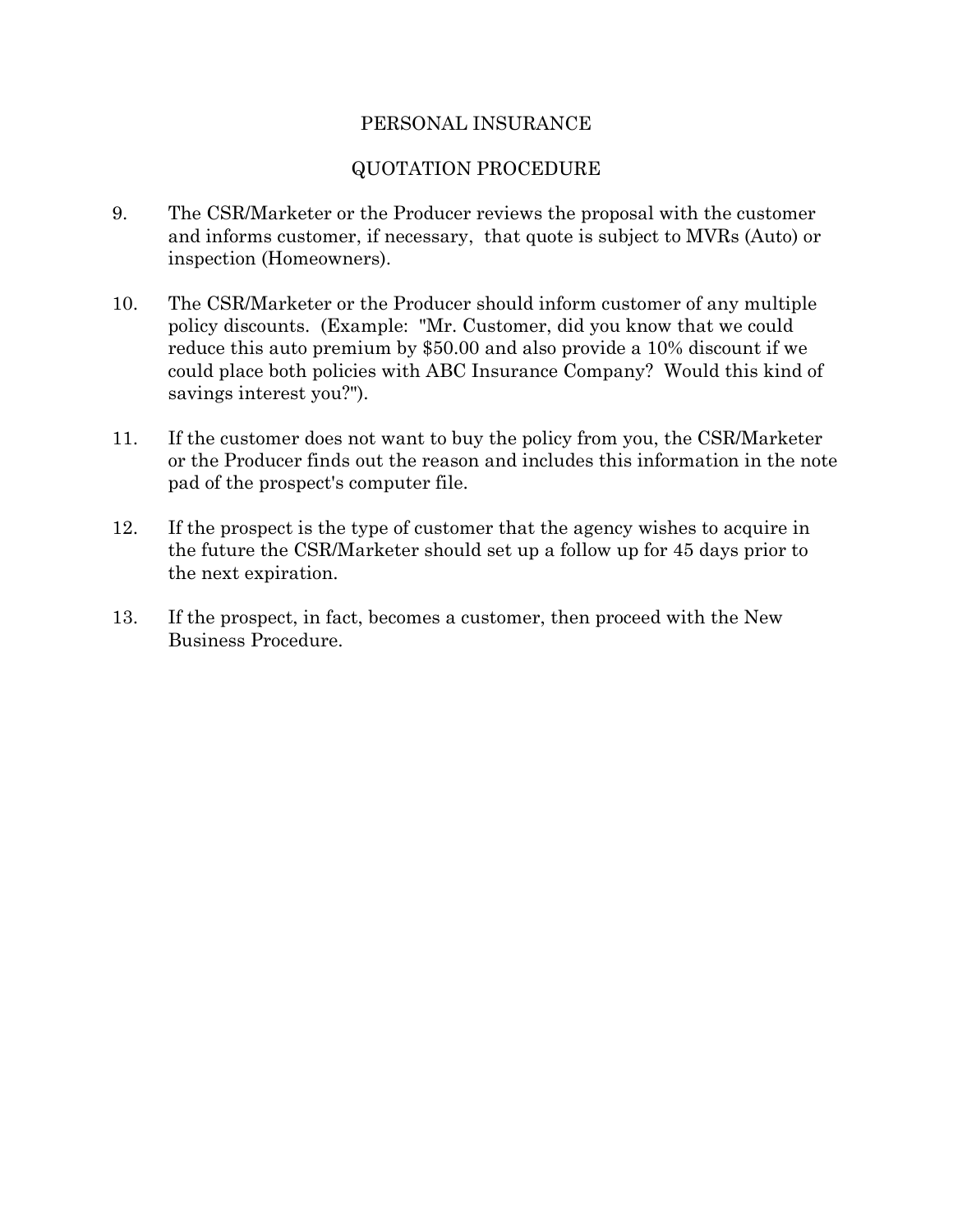# PERSONAL INSURANCE

## QUOTATION PROCEDURE

9. The CSR/Marketer or the Producer reviews the proposal with the customer and informs customer, if necessary, that quote is subject to MVRs (Auto) or inspection (Homeowners).

10. The CSR/Marketer or the Producer should inform customer of any multiple policy discounts. (Example: "Mr. Customer, did you know that we could reduce this auto premium by $50.00 and also provide a 10% discount if we could place both policies with ABC Insurance Company? Would this kind of savings interest you?").

11. If the customer does not want to buy the policy from you, the CSR/Marketer or the Producer finds out the reason and includes this information in the note pad of the prospect's computer file.

12. If the prospect is the type of customer that the agency wishes to acquire in the future the CSR/Marketer should set up a follow up for 45 days prior to the next expiration.

13. If the prospect, in fact, becomes a customer, then proceed with the New Business Procedure.